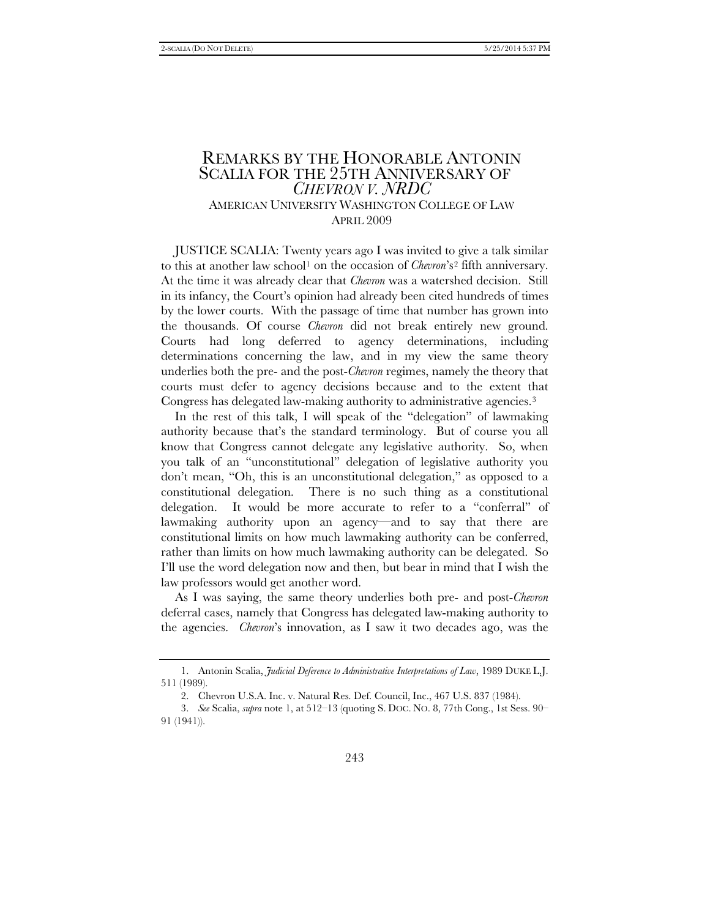# REMARKS BY THE HONORABLE ANTONIN SCALIA FOR THE 25TH ANNIVERSARY OF *CHEVRON V. NRDC*

AMERICAN UNIVERSITY WASHINGTON COLLEGE OF LAW

APRIL 2009

JUSTICE SCALIA: Twenty years ago I was invited to give a talk similar to this at another law school[1] on the occasion of *Chevron*'s[2] fifth anniversary. At the time it was already clear that *Chevron* was a watershed decision. Still in its infancy, the Court's opinion had already been cited hundreds of times by the lower courts. With the passage of time that number has grown into the thousands. Of course *Chevron* did not break entirely new ground. Courts had long deferred to agency determinations, including determinations concerning the law, and in my view the same theory underlies both the pre- and the post-*Chevron* regimes, namely the theory that courts must defer to agency decisions because and to the extent that Congress has delegated law-making authority to administrative agencies.[3]

In the rest of this talk, I will speak of the "delegation" of lawmaking authority because that's the standard terminology. But of course you all know that Congress cannot delegate any legislative authority. So, when you talk of an "unconstitutional" delegation of legislative authority you don't mean, "Oh, this is an unconstitutional delegation," as opposed to a constitutional delegation. There is no such thing as a constitutional delegation. It would be more accurate to refer to a "conferral" of lawmaking authority upon an agency—and to say that there are constitutional limits on how much lawmaking authority can be conferred, rather than limits on how much lawmaking authority can be delegated. So I'll use the word delegation now and then, but bear in mind that I wish the law professors would get another word.

As I was saying, the same theory underlies both pre- and post-*Chevron* deferral cases, namely that Congress has delegated law-making authority to the agencies. *Chevron*'s innovation, as I saw it two decades ago, was the

---

1. Antonin Scalia, *Judicial Deference to Administrative Interpretations of Law*, 1989 DUKE L.J. 511 (1989).

2. Chevron U.S.A. Inc. v. Natural Res. Def. Council, Inc., 467 U.S. 837 (1984).

3. *See* Scalia, *supra* note 1, at 512–13 (quoting S. DOC. NO. 8, 77th Cong., 1st Sess. 90–91 (1941)).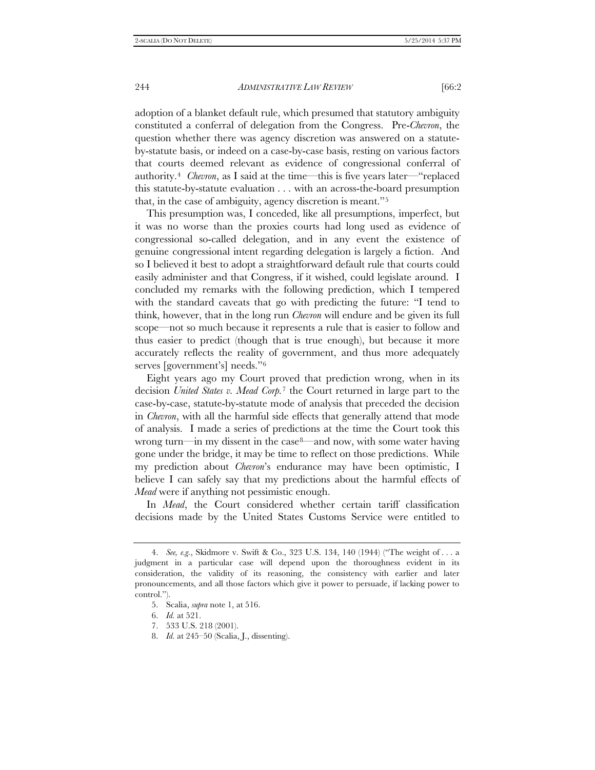adoption of a blanket default rule, which presumed that statutory ambiguity constituted a conferral of delegation from the Congress. Pre-*Chevron*, the question whether there was agency discretion was answered on a statute-by-statute basis, or indeed on a case-by-case basis, resting on various factors that courts deemed relevant as evidence of congressional conferral of authority.[4] *Chevron*, as I said at the time—this is five years later—"replaced this statute-by-statute evaluation . . . with an across-the-board presumption that, in the case of ambiguity, agency discretion is meant."[5]

This presumption was, I conceded, like all presumptions, imperfect, but it was no worse than the proxies courts had long used as evidence of congressional so-called delegation, and in any event the existence of genuine congressional intent regarding delegation is largely a fiction. And so I believed it best to adopt a straightforward default rule that courts could easily administer and that Congress, if it wished, could legislate around. I concluded my remarks with the following prediction, which I tempered with the standard caveats that go with predicting the future: "I tend to think, however, that in the long run *Chevron* will endure and be given its full scope—not so much because it represents a rule that is easier to follow and thus easier to predict (though that is true enough), but because it more accurately reflects the reality of government, and thus more adequately serves [government's] needs."[6]

Eight years ago my Court proved that prediction wrong, when in its decision *United States v. Mead Corp.*[7] the Court returned in large part to the case-by-case, statute-by-statute mode of analysis that preceded the decision in *Chevron*, with all the harmful side effects that generally attend that mode of analysis. I made a series of predictions at the time the Court took this wrong turn—in my dissent in the case[8]—and now, with some water having gone under the bridge, it may be time to reflect on those predictions. While my prediction about *Chevron*'s endurance may have been optimistic, I believe I can safely say that my predictions about the harmful effects of *Mead* were if anything not pessimistic enough.

In *Mead*, the Court considered whether certain tariff classification decisions made by the United States Customs Service were entitled to

---

4. *See, e.g.*, Skidmore v. Swift & Co., 323 U.S. 134, 140 (1944) ("The weight of . . . a judgment in a particular case will depend upon the thoroughness evident in its consideration, the validity of its reasoning, the consistency with earlier and later pronouncements, and all those factors which give it power to persuade, if lacking power to control.").

5. Scalia, *supra* note 1, at 516.

6. *Id.* at 521.

7. 533 U.S. 218 (2001).

8. *Id.* at 245–50 (Scalia, J., dissenting).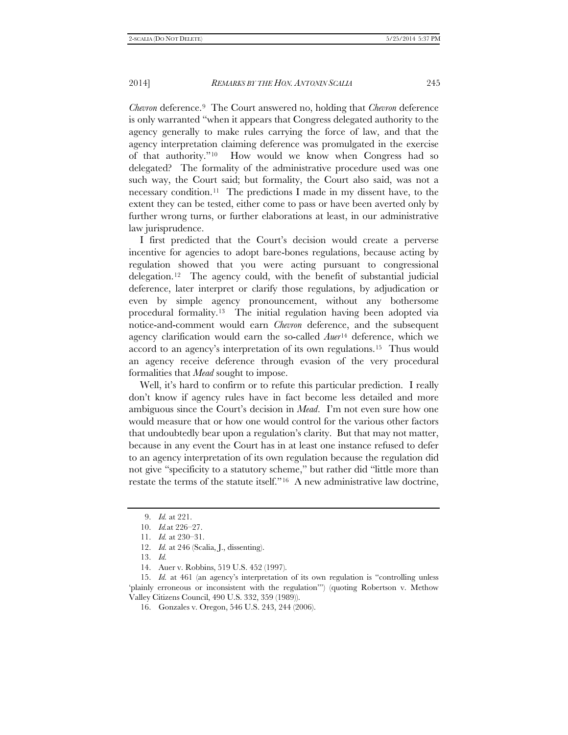*Chevron* deference.[9] The Court answered no, holding that *Chevron* deference is only warranted "when it appears that Congress delegated authority to the agency generally to make rules carrying the force of law, and that the agency interpretation claiming deference was promulgated in the exercise of that authority."[10] How would we know when Congress had so delegated? The formality of the administrative procedure used was one such way, the Court said; but formality, the Court also said, was not a necessary condition.[11] The predictions I made in my dissent have, to the extent they can be tested, either come to pass or have been averted only by further wrong turns, or further elaborations at least, in our administrative law jurisprudence.

I first predicted that the Court's decision would create a perverse incentive for agencies to adopt bare-bones regulations, because acting by regulation showed that you were acting pursuant to congressional delegation.[12] The agency could, with the benefit of substantial judicial deference, later interpret or clarify those regulations, by adjudication or even by simple agency pronouncement, without any bothersome procedural formality.[13] The initial regulation having been adopted via notice-and-comment would earn *Chevron* deference, and the subsequent agency clarification would earn the so-called *Auer*[14] deference, which we accord to an agency's interpretation of its own regulations.[15] Thus would an agency receive deference through evasion of the very procedural formalities that *Mead* sought to impose.

Well, it's hard to confirm or to refute this particular prediction. I really don't know if agency rules have in fact become less detailed and more ambiguous since the Court's decision in *Mead*. I'm not even sure how one would measure that or how one would control for the various other factors that undoubtedly bear upon a regulation's clarity. But that may not matter, because in any event the Court has in at least one instance refused to defer to an agency interpretation of its own regulation because the regulation did not give "specificity to a statutory scheme," but rather did "little more than restate the terms of the statute itself."[16] A new administrative law doctrine,

---

9. *Id.* at 221.

10. *Id.* at 226–27.

11. *Id.* at 230–31.

12. *Id.* at 246 (Scalia, J., dissenting).

13. *Id.*

14. Auer v. Robbins, 519 U.S. 452 (1997).

15. *Id.* at 461 (an agency's interpretation of its own regulation is "controlling unless 'plainly erroneous or inconsistent with the regulation'") (quoting Robertson v. Methow Valley Citizens Council, 490 U.S. 332, 359 (1989)).

16. Gonzales v. Oregon, 546 U.S. 243, 244 (2006).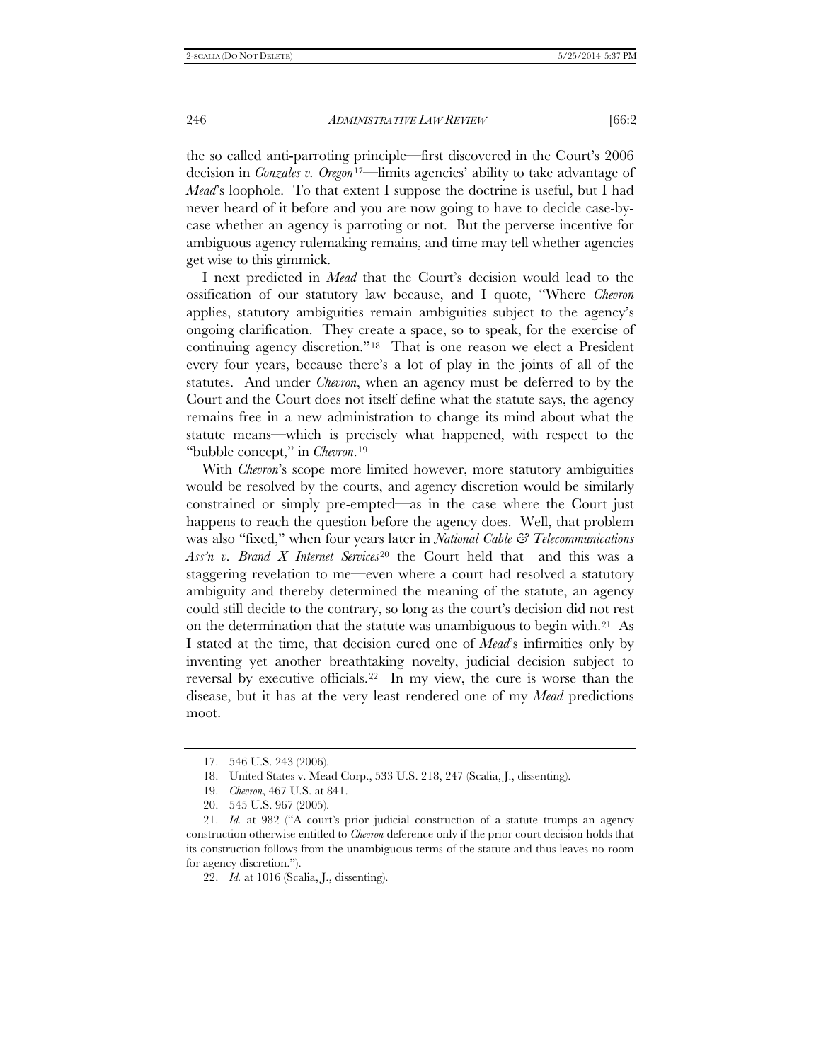the so called anti-parroting principle—first discovered in the Court's 2006 decision in *Gonzales v. Oregon*[17]—limits agencies' ability to take advantage of *Mead*'s loophole. To that extent I suppose the doctrine is useful, but I had never heard of it before and you are now going to have to decide case-by-case whether an agency is parroting or not. But the perverse incentive for ambiguous agency rulemaking remains, and time may tell whether agencies get wise to this gimmick.

I next predicted in *Mead* that the Court's decision would lead to the ossification of our statutory law because, and I quote, "Where *Chevron* applies, statutory ambiguities remain ambiguities subject to the agency's ongoing clarification. They create a space, so to speak, for the exercise of continuing agency discretion."[18] That is one reason we elect a President every four years, because there's a lot of play in the joints of all of the statutes. And under *Chevron*, when an agency must be deferred to by the Court and the Court does not itself define what the statute says, the agency remains free in a new administration to change its mind about what the statute means—which is precisely what happened, with respect to the "bubble concept," in *Chevron*.[19]

With *Chevron*'s scope more limited however, more statutory ambiguities would be resolved by the courts, and agency discretion would be similarly constrained or simply pre-empted—as in the case where the Court just happens to reach the question before the agency does. Well, that problem was also "fixed," when four years later in *National Cable & Telecommunications Ass'n v. Brand X Internet Services*[20] the Court held that—and this was a staggering revelation to me—even where a court had resolved a statutory ambiguity and thereby determined the meaning of the statute, an agency could still decide to the contrary, so long as the court's decision did not rest on the determination that the statute was unambiguous to begin with.[21] As I stated at the time, that decision cured one of *Mead*'s infirmities only by inventing yet another breathtaking novelty, judicial decision subject to reversal by executive officials.[22] In my view, the cure is worse than the disease, but it has at the very least rendered one of my *Mead* predictions moot.

---

17. 546 U.S. 243 (2006).

18. United States v. Mead Corp., 533 U.S. 218, 247 (Scalia, J., dissenting).

19. *Chevron*, 467 U.S. at 841.

20. 545 U.S. 967 (2005).

21. *Id.* at 982 ("A court's prior judicial construction of a statute trumps an agency construction otherwise entitled to *Chevron* deference only if the prior court decision holds that its construction follows from the unambiguous terms of the statute and thus leaves no room for agency discretion.").

22. *Id.* at 1016 (Scalia, J., dissenting).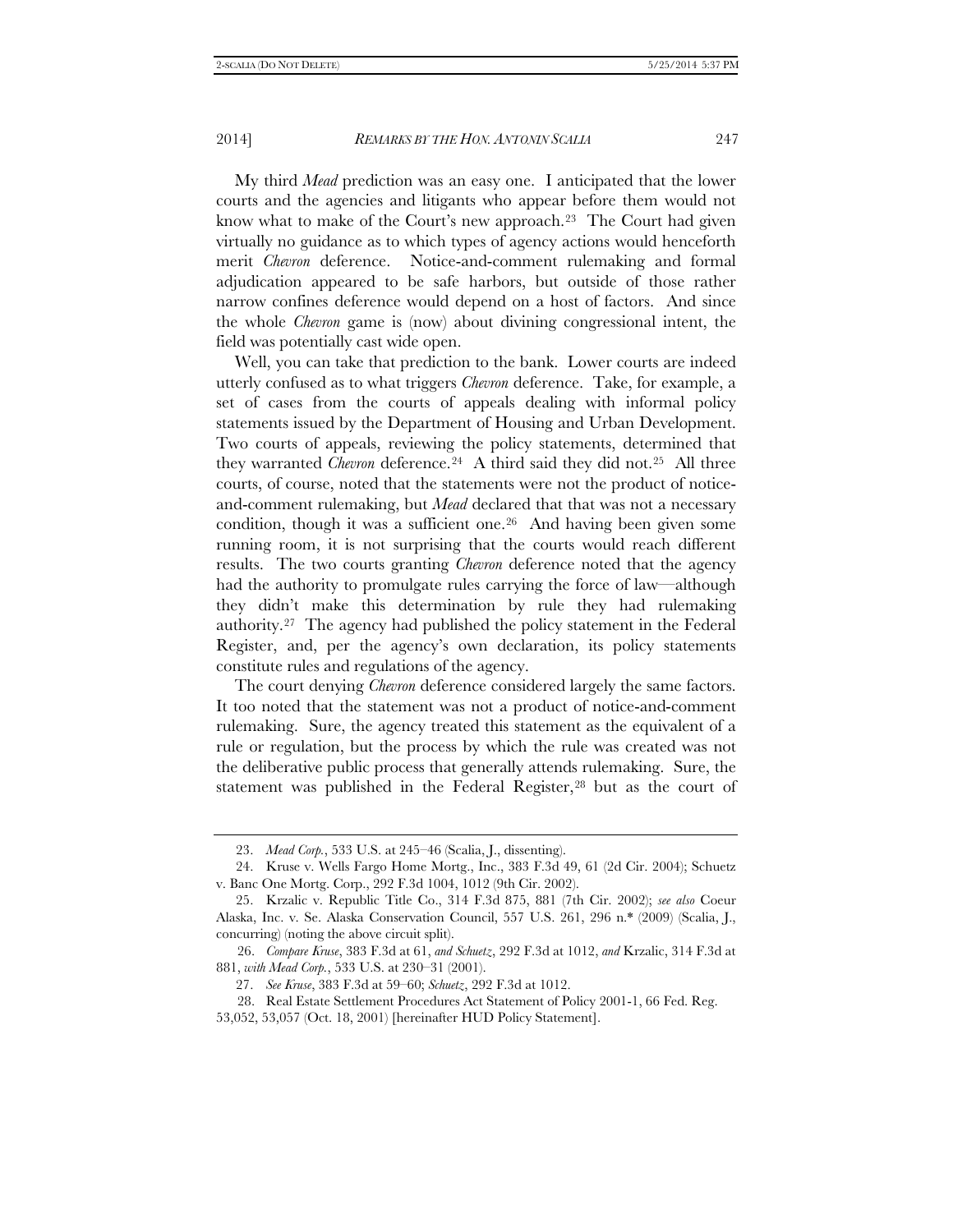My third *Mead* prediction was an easy one. I anticipated that the lower courts and the agencies and litigants who appear before them would not know what to make of the Court's new approach.[23] The Court had given virtually no guidance as to which types of agency actions would henceforth merit *Chevron* deference. Notice-and-comment rulemaking and formal adjudication appeared to be safe harbors, but outside of those rather narrow confines deference would depend on a host of factors. And since the whole *Chevron* game is (now) about divining congressional intent, the field was potentially cast wide open.

Well, you can take that prediction to the bank. Lower courts are indeed utterly confused as to what triggers *Chevron* deference. Take, for example, a set of cases from the courts of appeals dealing with informal policy statements issued by the Department of Housing and Urban Development. Two courts of appeals, reviewing the policy statements, determined that they warranted *Chevron* deference.[24] A third said they did not.[25] All three courts, of course, noted that the statements were not the product of notice-and-comment rulemaking, but *Mead* declared that that was not a necessary condition, though it was a sufficient one.[26] And having been given some running room, it is not surprising that the courts would reach different results. The two courts granting *Chevron* deference noted that the agency had the authority to promulgate rules carrying the force of law—although they didn't make this determination by rule they had rulemaking authority.[27] The agency had published the policy statement in the Federal Register, and, per the agency's own declaration, its policy statements constitute rules and regulations of the agency.

The court denying *Chevron* deference considered largely the same factors. It too noted that the statement was not a product of notice-and-comment rulemaking. Sure, the agency treated this statement as the equivalent of a rule or regulation, but the process by which the rule was created was not the deliberative public process that generally attends rulemaking. Sure, the statement was published in the Federal Register,[28] but as the court of

---

23. *Mead Corp.*, 533 U.S. at 245–46 (Scalia, J., dissenting).

24. Kruse v. Wells Fargo Home Mortg., Inc., 383 F.3d 49, 61 (2d Cir. 2004); Schuetz v. Banc One Mortg. Corp., 292 F.3d 1004, 1012 (9th Cir. 2002).

25. Krzalic v. Republic Title Co., 314 F.3d 875, 881 (7th Cir. 2002); *see also* Coeur Alaska, Inc. v. Se. Alaska Conservation Council, 557 U.S. 261, 296 n.* (2009) (Scalia, J., concurring) (noting the above circuit split).

26. *Compare Kruse*, 383 F.3d at 61, *and Schuetz*, 292 F.3d at 1012, *and* Krzalic, 314 F.3d at 881, *with Mead Corp.*, 533 U.S. at 230–31 (2001).

27. *See Kruse*, 383 F.3d at 59–60; *Schuetz*, 292 F.3d at 1012.

28. Real Estate Settlement Procedures Act Statement of Policy 2001-1, 66 Fed. Reg. 53,052, 53,057 (Oct. 18, 2001) [hereinafter HUD Policy Statement].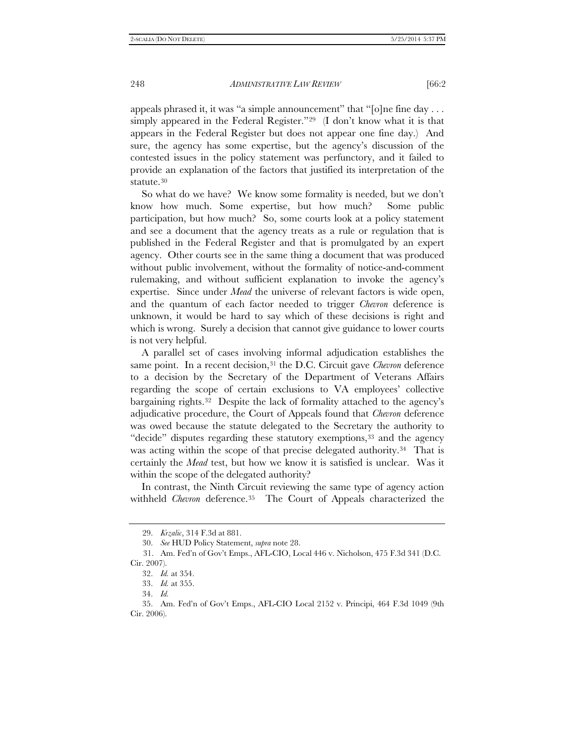appeals phrased it, it was "a simple announcement" that "[o]ne fine day . . . simply appeared in the Federal Register."[29] (I don't know what it is that appears in the Federal Register but does not appear one fine day.) And sure, the agency has some expertise, but the agency's discussion of the contested issues in the policy statement was perfunctory, and it failed to provide an explanation of the factors that justified its interpretation of the statute.[30]

So what do we have? We know some formality is needed, but we don't know how much. Some expertise, but how much? Some public participation, but how much? So, some courts look at a policy statement and see a document that the agency treats as a rule or regulation that is published in the Federal Register and that is promulgated by an expert agency. Other courts see in the same thing a document that was produced without public involvement, without the formality of notice-and-comment rulemaking, and without sufficient explanation to invoke the agency's expertise. Since under *Mead* the universe of relevant factors is wide open, and the quantum of each factor needed to trigger *Chevron* deference is unknown, it would be hard to say which of these decisions is right and which is wrong. Surely a decision that cannot give guidance to lower courts is not very helpful.

A parallel set of cases involving informal adjudication establishes the same point. In a recent decision,[31] the D.C. Circuit gave *Chevron* deference to a decision by the Secretary of the Department of Veterans Affairs regarding the scope of certain exclusions to VA employees' collective bargaining rights.[32] Despite the lack of formality attached to the agency's adjudicative procedure, the Court of Appeals found that *Chevron* deference was owed because the statute delegated to the Secretary the authority to "decide" disputes regarding these statutory exemptions,[33] and the agency was acting within the scope of that precise delegated authority.[34] That is certainly the *Mead* test, but how we know it is satisfied is unclear. Was it within the scope of the delegated authority?

In contrast, the Ninth Circuit reviewing the same type of agency action withheld *Chevron* deference.[35] The Court of Appeals characterized the

---

29. *Krzalic*, 314 F.3d at 881.

30. *See* HUD Policy Statement, *supra* note 28.

31. Am. Fed'n of Gov't Emps., AFL-CIO, Local 446 v. Nicholson, 475 F.3d 341 (D.C. Cir. 2007).

32. *Id.* at 354.

33. *Id.* at 355.

34. *Id.*

35. Am. Fed'n of Gov't Emps., AFL-CIO Local 2152 v. Principi, 464 F.3d 1049 (9th Cir. 2006).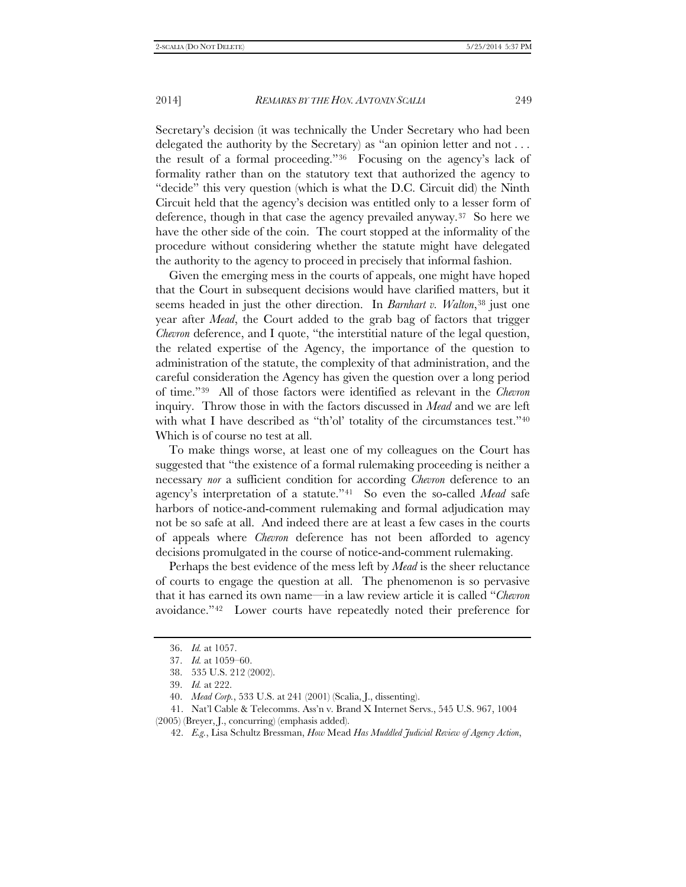Secretary's decision (it was technically the Under Secretary who had been delegated the authority by the Secretary) as "an opinion letter and not . . . the result of a formal proceeding."[36] Focusing on the agency's lack of formality rather than on the statutory text that authorized the agency to "decide" this very question (which is what the D.C. Circuit did) the Ninth Circuit held that the agency's decision was entitled only to a lesser form of deference, though in that case the agency prevailed anyway.[37] So here we have the other side of the coin. The court stopped at the informality of the procedure without considering whether the statute might have delegated the authority to the agency to proceed in precisely that informal fashion.

Given the emerging mess in the courts of appeals, one might have hoped that the Court in subsequent decisions would have clarified matters, but it seems headed in just the other direction. In *Barnhart v. Walton*,[38] just one year after *Mead*, the Court added to the grab bag of factors that trigger *Chevron* deference, and I quote, "the interstitial nature of the legal question, the related expertise of the Agency, the importance of the question to administration of the statute, the complexity of that administration, and the careful consideration the Agency has given the question over a long period of time."[39] All of those factors were identified as relevant in the *Chevron* inquiry. Throw those in with the factors discussed in *Mead* and we are left with what I have described as "th'ol' totality of the circumstances test."[40] Which is of course no test at all.

To make things worse, at least one of my colleagues on the Court has suggested that "the existence of a formal rulemaking proceeding is neither a necessary *nor* a sufficient condition for according *Chevron* deference to an agency's interpretation of a statute."[41] So even the so-called *Mead* safe harbors of notice-and-comment rulemaking and formal adjudication may not be so safe at all. And indeed there are at least a few cases in the courts of appeals where *Chevron* deference has not been afforded to agency decisions promulgated in the course of notice-and-comment rulemaking.

Perhaps the best evidence of the mess left by *Mead* is the sheer reluctance of courts to engage the question at all. The phenomenon is so pervasive that it has earned its own name—in a law review article it is called "*Chevron* avoidance."[42] Lower courts have repeatedly noted their preference for

---

36. *Id.* at 1057.

37. *Id.* at 1059–60.

38. 535 U.S. 212 (2002).

39. *Id.* at 222.

40. *Mead Corp.*, 533 U.S. at 241 (2001) (Scalia, J., dissenting).

41. Nat'l Cable & Telecomms. Ass'n v. Brand X Internet Servs., 545 U.S. 967, 1004 (2005) (Breyer, J., concurring) (emphasis added).

42. *E.g.*, Lisa Schultz Bressman, *How* Mead *Has Muddled Judicial Review of Agency Action*,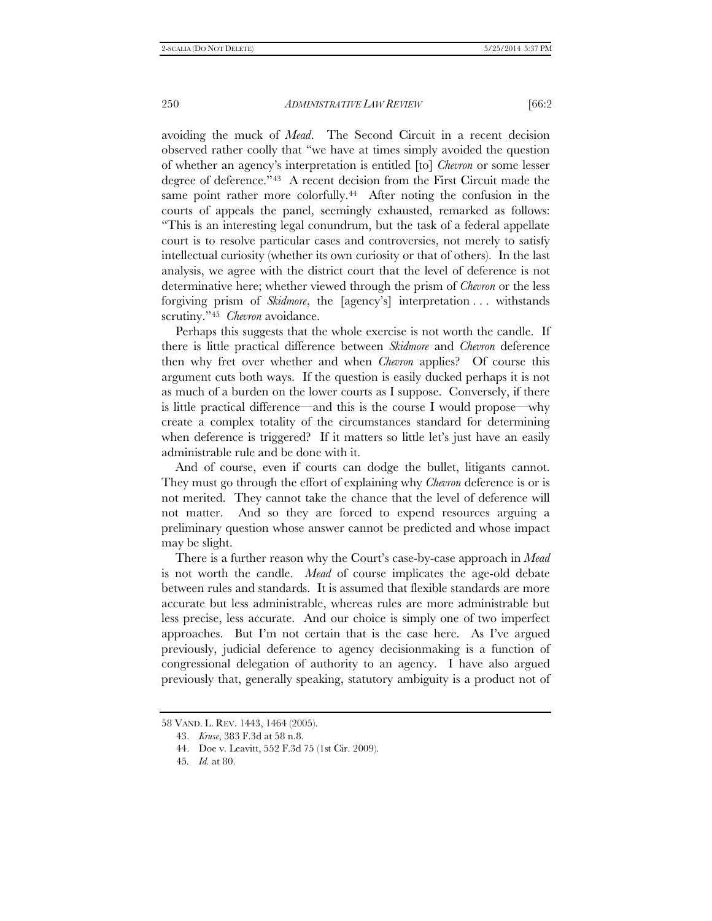avoiding the muck of *Mead*. The Second Circuit in a recent decision observed rather coolly that "we have at times simply avoided the question of whether an agency's interpretation is entitled [to] *Chevron* or some lesser degree of deference."[43] A recent decision from the First Circuit made the same point rather more colorfully.[44] After noting the confusion in the courts of appeals the panel, seemingly exhausted, remarked as follows: "This is an interesting legal conundrum, but the task of a federal appellate court is to resolve particular cases and controversies, not merely to satisfy intellectual curiosity (whether its own curiosity or that of others). In the last analysis, we agree with the district court that the level of deference is not determinative here; whether viewed through the prism of *Chevron* or the less forgiving prism of *Skidmore*, the [agency's] interpretation . . . withstands scrutiny."[45] *Chevron* avoidance.

Perhaps this suggests that the whole exercise is not worth the candle. If there is little practical difference between *Skidmore* and *Chevron* deference then why fret over whether and when *Chevron* applies? Of course this argument cuts both ways. If the question is easily ducked perhaps it is not as much of a burden on the lower courts as I suppose. Conversely, if there is little practical difference—and this is the course I would propose—why create a complex totality of the circumstances standard for determining when deference is triggered? If it matters so little let's just have an easily administrable rule and be done with it.

And of course, even if courts can dodge the bullet, litigants cannot. They must go through the effort of explaining why *Chevron* deference is or is not merited. They cannot take the chance that the level of deference will not matter. And so they are forced to expend resources arguing a preliminary question whose answer cannot be predicted and whose impact may be slight.

There is a further reason why the Court's case-by-case approach in *Mead* is not worth the candle. *Mead* of course implicates the age-old debate between rules and standards. It is assumed that flexible standards are more accurate but less administrable, whereas rules are more administrable but less precise, less accurate. And our choice is simply one of two imperfect approaches. But I'm not certain that is the case here. As I've argued previously, judicial deference to agency decisionmaking is a function of congressional delegation of authority to an agency. I have also argued previously that, generally speaking, statutory ambiguity is a product not of

---

58 VAND. L. REV. 1443, 1464 (2005).

43. *Kruse*, 383 F.3d at 58 n.8.

44. Doe v. Leavitt, 552 F.3d 75 (1st Cir. 2009).

45. *Id.* at 80.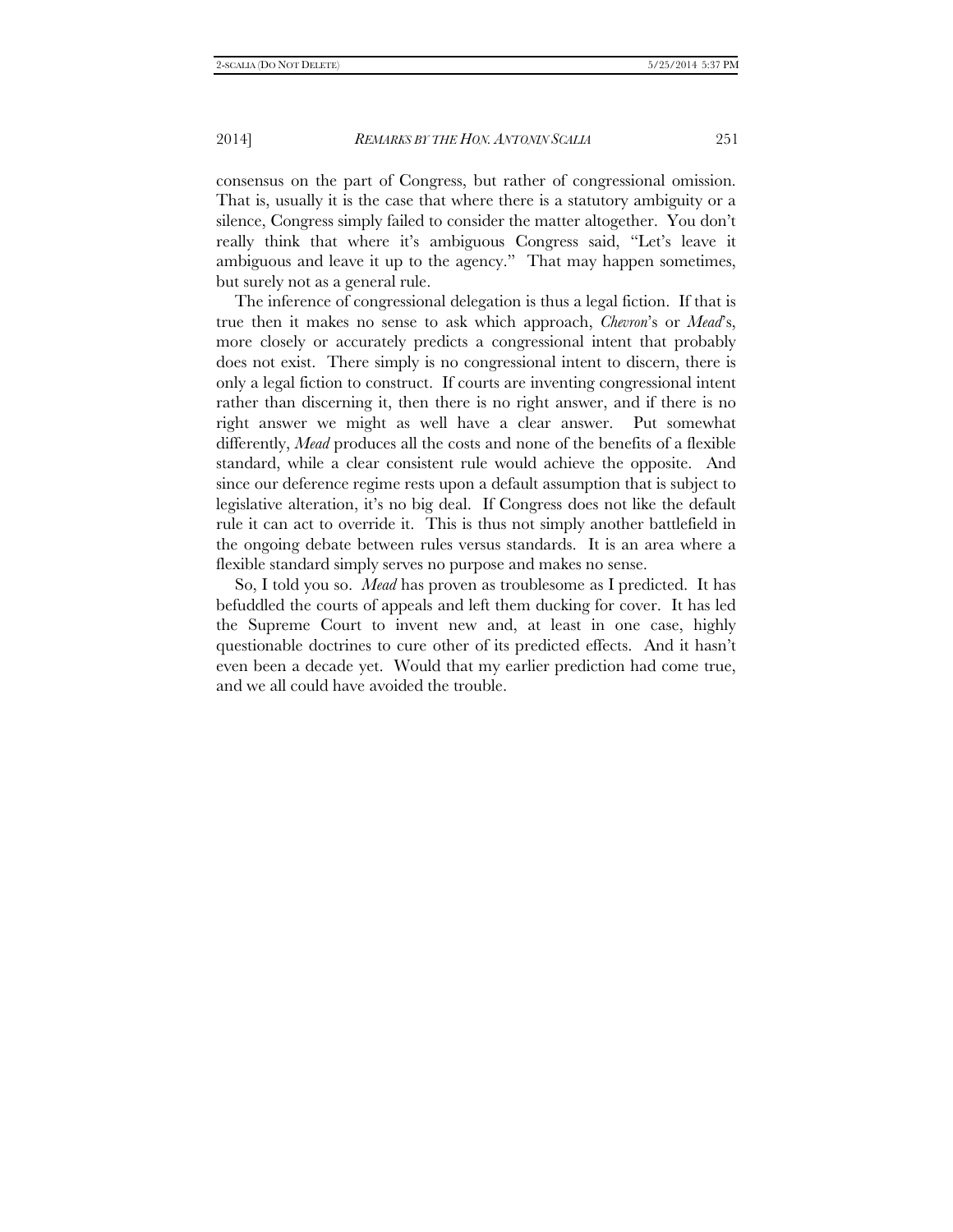consensus on the part of Congress, but rather of congressional omission. That is, usually it is the case that where there is a statutory ambiguity or a silence, Congress simply failed to consider the matter altogether. You don't really think that where it's ambiguous Congress said, "Let's leave it ambiguous and leave it up to the agency." That may happen sometimes, but surely not as a general rule.

The inference of congressional delegation is thus a legal fiction. If that is true then it makes no sense to ask which approach, *Chevron*'s or *Mead*'s, more closely or accurately predicts a congressional intent that probably does not exist. There simply is no congressional intent to discern, there is only a legal fiction to construct. If courts are inventing congressional intent rather than discerning it, then there is no right answer, and if there is no right answer we might as well have a clear answer. Put somewhat differently, *Mead* produces all the costs and none of the benefits of a flexible standard, while a clear consistent rule would achieve the opposite. And since our deference regime rests upon a default assumption that is subject to legislative alteration, it's no big deal. If Congress does not like the default rule it can act to override it. This is thus not simply another battlefield in the ongoing debate between rules versus standards. It is an area where a flexible standard simply serves no purpose and makes no sense.

So, I told you so. *Mead* has proven as troublesome as I predicted. It has befuddled the courts of appeals and left them ducking for cover. It has led the Supreme Court to invent new and, at least in one case, highly questionable doctrines to cure other of its predicted effects. And it hasn't even been a decade yet. Would that my earlier prediction had come true, and we all could have avoided the trouble.